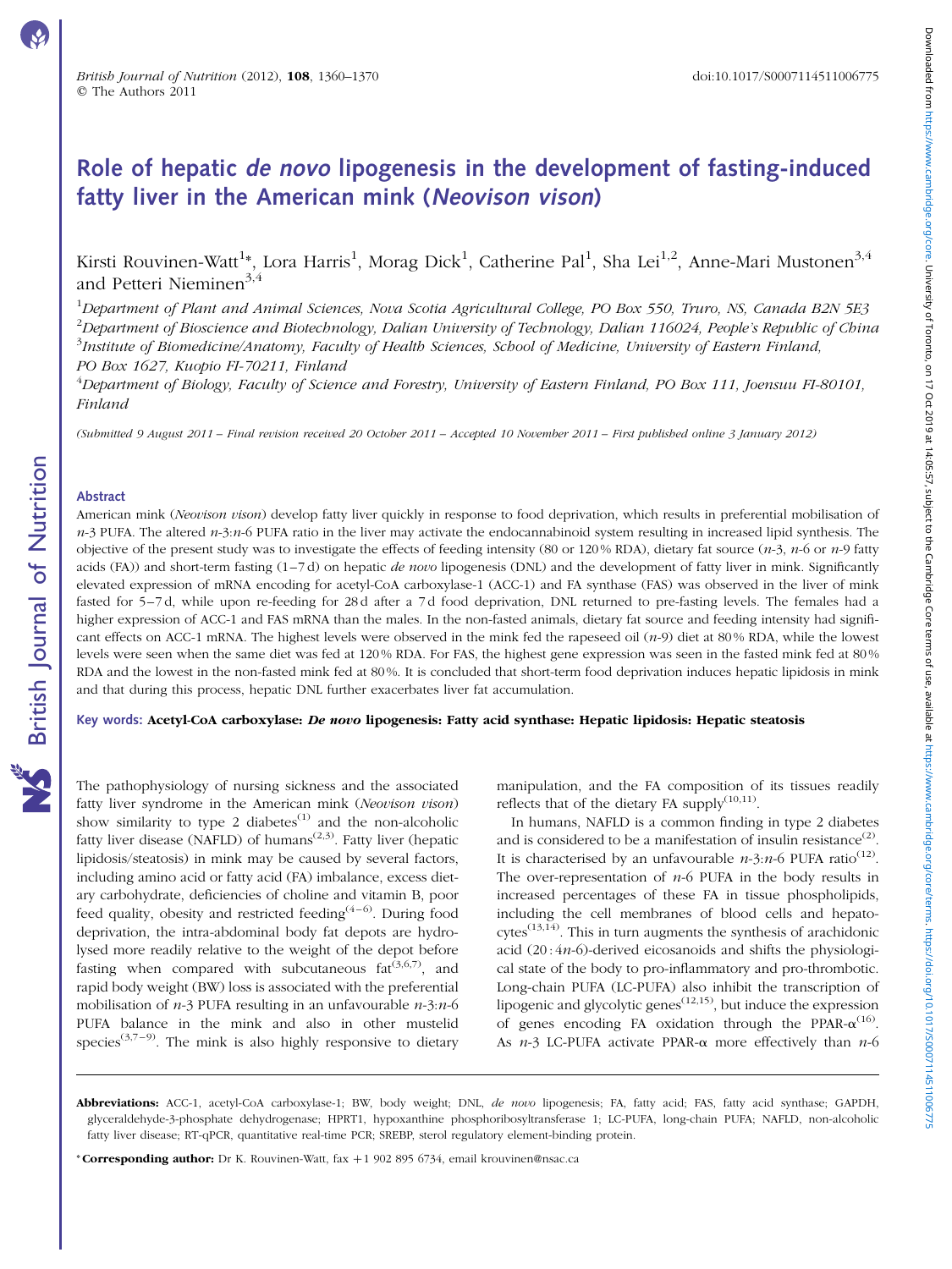# Role of hepatic *de novo* lipogenesis in the development of fasting-induced fatty liver in the American mink (*Neovison vison*)

Kirsti Rouvinen-Watt[1]*, Lora Harris[1], Morag Dick[1], Catherine Pal[1], Sha Lei[1,2], Anne-Mari Mustonen[3,4] and Petteri Nieminen[3,4]

[1]Department of Plant and Animal Sciences, Nova Scotia Agricultural College, PO Box 550, Truro, NS, Canada B2N 5E3
[2]Department of Bioscience and Biotechnology, Dalian University of Technology, Dalian 116024, People's Republic of China
[3]Institute of Biomedicine/Anatomy, Faculty of Health Sciences, School of Medicine, University of Eastern Finland, PO Box 1627, Kuopio FI-70211, Finland
[4]Department of Biology, Faculty of Science and Forestry, University of Eastern Finland, PO Box 111, Joensuu FI-80101, Finland

*(Submitted 9 August 2011 – Final revision received 20 October 2011 – Accepted 10 November 2011 – First published online 3 January 2012)*

## Abstract

American mink (*Neovison vison*) develop fatty liver quickly in response to food deprivation, which results in preferential mobilisation of *n*-3 PUFA. The altered *n*-3:*n*-6 PUFA ratio in the liver may activate the endocannabinoid system resulting in increased lipid synthesis. The objective of the present study was to investigate the effects of feeding intensity (80 or 120 % RDA), dietary fat source (*n*-3, *n*-6 or *n*-9 fatty acids (FA)) and short-term fasting (1–7 d) on hepatic *de novo* lipogenesis (DNL) and the development of fatty liver in mink. Significantly elevated expression of mRNA encoding for acetyl-CoA carboxylase-1 (ACC-1) and FA synthase (FAS) was observed in the liver of mink fasted for 5–7 d, while upon re-feeding for 28 d after a 7 d food deprivation, DNL returned to pre-fasting levels. The females had a higher expression of ACC-1 and FAS mRNA than the males. In the non-fasted animals, dietary fat source and feeding intensity had significant effects on ACC-1 mRNA. The highest levels were observed in the mink fed the rapeseed oil (*n*-9) diet at 80 % RDA, while the lowest levels were seen when the same diet was fed at 120 % RDA. For FAS, the highest gene expression was seen in the fasted mink fed at 80 % RDA and the lowest in the non-fasted mink fed at 80 %. It is concluded that short-term food deprivation induces hepatic lipidosis in mink and that during this process, hepatic DNL further exacerbates liver fat accumulation.

**Key words: Acetyl-CoA carboxylase: *De novo* lipogenesis: Fatty acid synthase: Hepatic lipidosis: Hepatic steatosis**

The pathophysiology of nursing sickness and the associated fatty liver syndrome in the American mink (*Neovison vison*) show similarity to type 2 diabetes[1] and the non-alcoholic fatty liver disease (NAFLD) of humans[2,3]. Fatty liver (hepatic lipidosis/steatosis) in mink may be caused by several factors, including amino acid or fatty acid (FA) imbalance, excess dietary carbohydrate, deficiencies of choline and vitamin B, poor feed quality, obesity and restricted feeding[4–6]. During food deprivation, the intra-abdominal body fat depots are hydrolysed more readily relative to the weight of the depot before fasting when compared with subcutaneous fat[3,6,7], and rapid body weight (BW) loss is associated with the preferential mobilisation of *n*-3 PUFA resulting in an unfavourable *n*-3:*n*-6 PUFA balance in the mink and also in other mustelid species[3,7–9]. The mink is also highly responsive to dietary manipulation, and the FA composition of its tissues readily reflects that of the dietary FA supply[10,11].

In humans, NAFLD is a common finding in type 2 diabetes and is considered to be a manifestation of insulin resistance[2]. It is characterised by an unfavourable *n*-3:*n*-6 PUFA ratio[12]. The over-representation of *n*-6 PUFA in the body results in increased percentages of these FA in tissue phospholipids, including the cell membranes of blood cells and hepatocytes[13,14]. This in turn augments the synthesis of arachidonic acid (20 : 4*n*-6)-derived eicosanoids and shifts the physiological state of the body to pro-inflammatory and pro-thrombotic. Long-chain PUFA (LC-PUFA) also inhibit the transcription of lipogenic and glycolytic genes[12,15], but induce the expression of genes encoding FA oxidation through the PPAR-α[16]. As *n*-3 LC-PUFA activate PPAR-α more effectively than *n*-6

**Abbreviations:** ACC-1, acetyl-CoA carboxylase-1; BW, body weight; DNL, *de novo* lipogenesis; FA, fatty acid; FAS, fatty acid synthase; GAPDH, glyceraldehyde-3-phosphate dehydrogenase; HPRT1, hypoxanthine phosphoribosyltransferase 1; LC-PUFA, long-chain PUFA; NAFLD, non-alcoholic fatty liver disease; RT-qPCR, quantitative real-time PCR; SREBP, sterol regulatory element-binding protein.

***Corresponding author:** Dr K. Rouvinen-Watt, fax +1 902 895 6734, email krouvinen@nsac.ca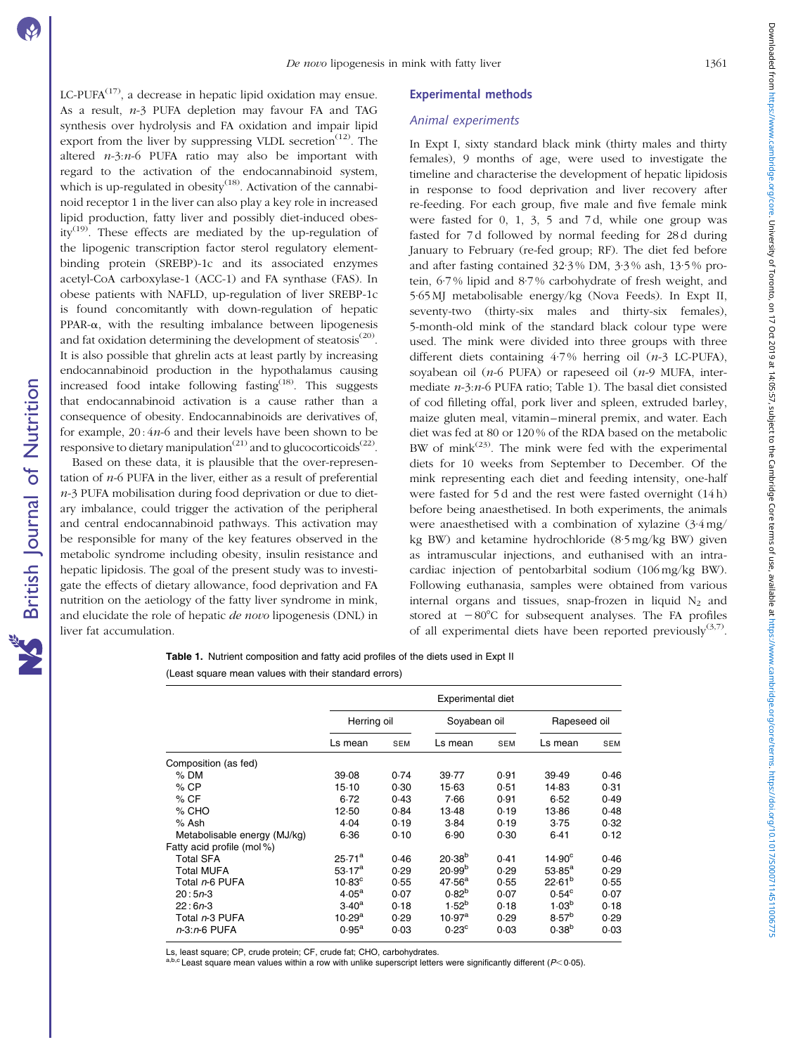LC-PUFA[17], a decrease in hepatic lipid oxidation may ensue. As a result, *n*-3 PUFA depletion may favour FA and TAG synthesis over hydrolysis and FA oxidation and impair lipid export from the liver by suppressing VLDL secretion[12]. The altered *n*-3:*n*-6 PUFA ratio may also be important with regard to the activation of the endocannabinoid system, which is up-regulated in obesity[18]. Activation of the cannabinoid receptor 1 in the liver can also play a key role in increased lipid production, fatty liver and possibly diet-induced obesity[19]. These effects are mediated by the up-regulation of the lipogenic transcription factor sterol regulatory element-binding protein (SREBP)-1c and its associated enzymes acetyl-CoA carboxylase-1 (ACC-1) and FA synthase (FAS). In obese patients with NAFLD, up-regulation of liver SREBP-1c is found concomitantly with down-regulation of hepatic PPAR-α, with the resulting imbalance between lipogenesis and fat oxidation determining the development of steatosis[20]. It is also possible that ghrelin acts at least partly by increasing endocannabinoid production in the hypothalamus causing increased food intake following fasting[18]. This suggests that endocannabinoid activation is a cause rather than a consequence of obesity. Endocannabinoids are derivatives of, for example, 20 : 4*n*-6 and their levels have been shown to be responsive to dietary manipulation[21] and to glucocorticoids[22].

Based on these data, it is plausible that the over-representation of *n*-6 PUFA in the liver, either as a result of preferential *n*-3 PUFA mobilisation during food deprivation or due to dietary imbalance, could trigger the activation of the peripheral and central endocannabinoid pathways. This activation may be responsible for many of the key features observed in the metabolic syndrome including obesity, insulin resistance and hepatic lipidosis. The goal of the present study was to investigate the effects of dietary allowance, food deprivation and FA nutrition on the aetiology of the fatty liver syndrome in mink, and elucidate the role of hepatic *de novo* lipogenesis (DNL) in liver fat accumulation.

## Experimental methods

### Animal experiments

In Expt I, sixty standard black mink (thirty males and thirty females), 9 months of age, were used to investigate the timeline and characterise the development of hepatic lipidosis in response to food deprivation and liver recovery after re-feeding. For each group, five male and five female mink were fasted for 0, 1, 3, 5 and 7 d, while one group was fasted for 7 d followed by normal feeding for 28 d during January to February (re-fed group; RF). The diet fed before and after fasting contained 32·3 % DM, 3·3 % ash, 13·5 % protein, 6·7 % lipid and 8·7 % carbohydrate of fresh weight, and 5·65 MJ metabolisable energy/kg (Nova Feeds). In Expt II, seventy-two (thirty-six males and thirty-six females), 5-month-old mink of the standard black colour type were used. The mink were divided into three groups with three different diets containing 4·7 % herring oil (*n*-3 LC-PUFA), soyabean oil (*n*-6 PUFA) or rapeseed oil (*n*-9 MUFA, intermediate *n*-3:*n*-6 PUFA ratio; Table 1). The basal diet consisted of cod filleting offal, pork liver and spleen, extruded barley, maize gluten meal, vitamin–mineral premix, and water. Each diet was fed at 80 or 120 % of the RDA based on the metabolic BW of mink[23]. The mink were fed with the experimental diets for 10 weeks from September to December. Of the mink representing each diet and feeding intensity, one-half were fasted for 5 d and the rest were fasted overnight (14 h) before being anaesthetised. In both experiments, the animals were anaesthetised with a combination of xylazine (3·4 mg/kg BW) and ketamine hydrochloride (8·5 mg/kg BW) given as intramuscular injections, and euthanised with an intracardiac injection of pentobarbital sodium (106 mg/kg BW). Following euthanasia, samples were obtained from various internal organs and tissues, snap-frozen in liquid $N_2$ and stored at −80°C for subsequent analyses. The FA profiles of all experimental diets have been reported previously[3,7].

**Table 1.** Nutrient composition and fatty acid profiles of the diets used in Expt II

(Least square mean values with their standard errors)

| | Experimental diet | | | | | |
|---|---|---|---|---|---|---|
| | Herring oil | | Soyabean oil | | Rapeseed oil | |
| | Ls mean | SEM | Ls mean | SEM | Ls mean | SEM |
| Composition (as fed) | | | | | | |
| % DM | 39·08 | 0·74 | 39·77 | 0·91 | 39·49 | 0·46 |
| % CP | 15·10 | 0·30 | 15·63 | 0·51 | 14·83 | 0·31 |
| % CF | 6·72 | 0·43 | 7·66 | 0·91 | 6·52 | 0·49 |
| % CHO | 12·50 | 0·84 | 13·48 | 0·19 | 13·86 | 0·48 |
| % Ash | 4·04 | 0·19 | 3·84 | 0·19 | 3·75 | 0·32 |
| Metabolisable energy (MJ/kg) | 6·36 | 0·10 | 6·90 | 0·30 | 6·41 | 0·12 |
| Fatty acid profile (mol %) | | | | | | |
| Total SFA | 25·71[a] | 0·46 | 20·38[b] | 0·41 | 14·90[c] | 0·46 |
| Total MUFA | 53·17[a] | 0·29 | 20·99[b] | 0·29 | 53·85[a] | 0·29 |
| Total *n*-6 PUFA | 10·83[c] | 0·55 | 47·56[a] | 0·55 | 22·61[b] | 0·55 |
| 20 : 5*n*-3 | 4·05[a] | 0·07 | 0·82[b] | 0·07 | 0·54[c] | 0·07 |
| 22 : 6*n*-3 | 3·40[a] | 0·18 | 1·52[b] | 0·18 | 1·03[b] | 0·18 |
| Total *n*-3 PUFA | 10·29[a] | 0·29 | 10·97[a] | 0·29 | 8·57[b] | 0·29 |
| *n*-3:*n*-6 PUFA | 0·95[a] | 0·03 | 0·23[c] | 0·03 | 0·38[b] | 0·03 |

Ls, least square; CP, crude protein; CF, crude fat; CHO, carbohydrates.

a,b,c Least square mean values within a row with unlike superscript letters were significantly different ($P<0·05$).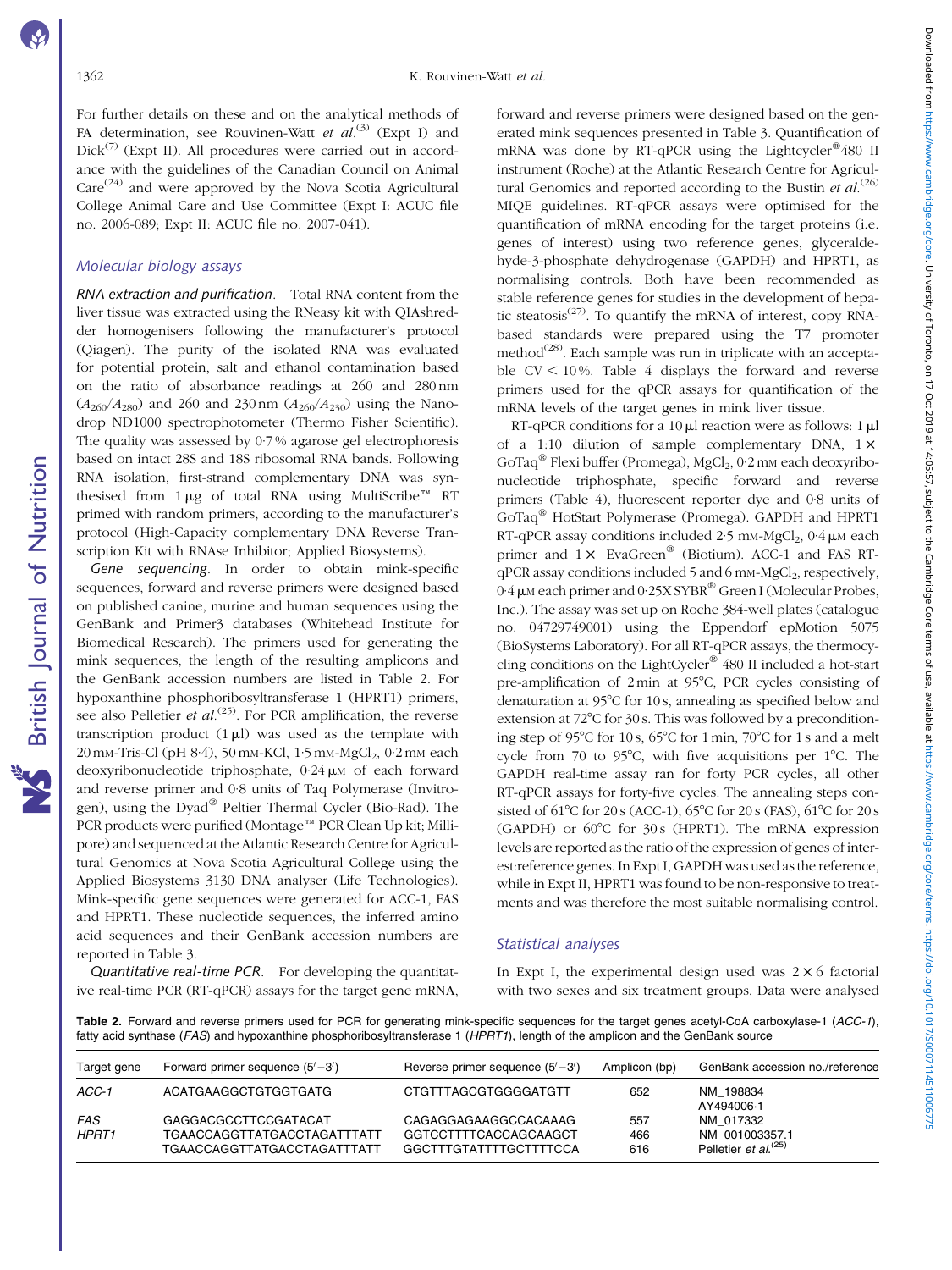For further details on these and on the analytical methods of FA determination, see Rouvinen-Watt *et al.*[3] (Expt I) and Dick[7] (Expt II). All procedures were carried out in accordance with the guidelines of the Canadian Council on Animal Care[24] and were approved by the Nova Scotia Agricultural College Animal Care and Use Committee (Expt I: ACUC file no. 2006-089; Expt II: ACUC file no. 2007-041).

## Molecular biology assays

*RNA extraction and purification*. Total RNA content from the liver tissue was extracted using the RNeasy kit with QIAshredder homogenisers following the manufacturer's protocol (Qiagen). The purity of the isolated RNA was evaluated for potential protein, salt and ethanol contamination based on the ratio of absorbance readings at 260 and 280 nm ($A_{260}/A_{280}$) and 260 and 230 nm ($A_{260}/A_{230}$) using the Nanodrop ND1000 spectrophotometer (Thermo Fisher Scientific). The quality was assessed by 0·7 % agarose gel electrophoresis based on intact 28S and 18S ribosomal RNA bands. Following RNA isolation, first-strand complementary DNA was synthesised from 1 μg of total RNA using MultiScribe™ RT primed with random primers, according to the manufacturer's protocol (High-Capacity complementary DNA Reverse Transcription Kit with RNAse Inhibitor; Applied Biosystems).

*Gene sequencing*. In order to obtain mink-specific sequences, forward and reverse primers were designed based on published canine, murine and human sequences using the GenBank and Primer3 databases (Whitehead Institute for Biomedical Research). The primers used for generating the mink sequences, the length of the resulting amplicons and the GenBank accession numbers are listed in Table 2. For hypoxanthine phosphoribosyltransferase 1 (HPRT1) primers, see also Pelletier *et al.*[25]. For PCR amplification, the reverse transcription product (1 μl) was used as the template with 20 mm-Tris-Cl (pH 8·4), 50 mm-KCl, 1·5 mm-$MgCl_2$, 0·2 mm each deoxyribonucleotide triphosphate, 0·24 μm of each forward and reverse primer and 0·8 units of Taq Polymerase (Invitrogen), using the Dyad® Peltier Thermal Cycler (Bio-Rad). The PCR products were purified (Montage™ PCR Clean Up kit; Millipore) and sequenced at the Atlantic Research Centre for Agricultural Genomics at Nova Scotia Agricultural College using the Applied Biosystems 3130 DNA analyser (Life Technologies). Mink-specific gene sequences were generated for ACC-1, FAS and HPRT1. These nucleotide sequences, the inferred amino acid sequences and their GenBank accession numbers are reported in Table 3.

*Quantitative real-time PCR*. For developing the quantitative real-time PCR (RT-qPCR) assays for the target gene mRNA, forward and reverse primers were designed based on the generated mink sequences presented in Table 3. Quantification of mRNA was done by RT-qPCR using the Lightcycler®480 II instrument (Roche) at the Atlantic Research Centre for Agricultural Genomics and reported according to the Bustin *et al.*[26] MIQE guidelines. RT-qPCR assays were optimised for the quantification of mRNA encoding for the target proteins (i.e. genes of interest) using two reference genes, glyceraldehyde-3-phosphate dehydrogenase (GAPDH) and HPRT1, as normalising controls. Both have been recommended as stable reference genes for studies in the development of hepatic steatosis[27]. To quantify the mRNA of interest, copy RNA-based standards were prepared using the T7 promoter method[28]. Each sample was run in triplicate with an acceptable CV < 10 %. Table 4 displays the forward and reverse primers used for the qPCR assays for quantification of the mRNA levels of the target genes in mink liver tissue.

RT-qPCR conditions for a 10 μl reaction were as follows: 1 μl of a 1:10 dilution of sample complementary DNA, 1× GoTaq® Flexi buffer (Promega), $MgCl_2$, 0·2 mm each deoxyribonucleotide triphosphate, specific forward and reverse primers (Table 4), fluorescent reporter dye and 0·8 units of GoTaq® HotStart Polymerase (Promega). GAPDH and HPRT1 RT-qPCR assay conditions included 2·5 mm-$MgCl_2$, 0·4 μm each primer and 1× EvaGreen® (Biotium). ACC-1 and FAS RT-qPCR assay conditions included 5 and 6 mm-$MgCl_2$, respectively, 0·4 μm each primer and 0·25X SYBR® Green I (Molecular Probes, Inc.). The assay was set up on Roche 384-well plates (catalogue no. 04729749001) using the Eppendorf epMotion 5075 (BioSystems Laboratory). For all RT-qPCR assays, the thermocycling conditions on the LightCycler® 480 II included a hot-start pre-amplification of 2 min at 95°C, PCR cycles consisting of denaturation at 95°C for 10 s, annealing as specified below and extension at 72°C for 30 s. This was followed by a preconditioning step of 95°C for 10 s, 65°C for 1 min, 70°C for 1 s and a melt cycle from 70 to 95°C, with five acquisitions per 1°C. The GAPDH real-time assay ran for forty PCR cycles, all other RT-qPCR assays for forty-five cycles. The annealing steps consisted of 61°C for 20 s (ACC-1), 65°C for 20 s (FAS), 61°C for 20 s (GAPDH) or 60°C for 30 s (HPRT1). The mRNA expression levels are reported as the ratio of the expression of genes of interest:reference genes. In Expt I, GAPDH was used as the reference, while in Expt II, HPRT1 was found to be non-responsive to treatments and was therefore the most suitable normalising control.

## Statistical analyses

In Expt I, the experimental design used was 2 × 6 factorial with two sexes and six treatment groups. Data were analysed

**Table 2.** Forward and reverse primers used for PCR for generating mink-specific sequences for the target genes acetyl-CoA carboxylase-1 (*ACC-1*), fatty acid synthase (*FAS*) and hypoxanthine phosphoribosyltransferase 1 (*HPRT1*), length of the amplicon and the GenBank source

| Target gene | Forward primer sequence (5′–3′) | Reverse primer sequence (5′–3′) | Amplicon (bp) | GenBank accession no./reference |
|---|---|---|---|---|
| *ACC-1* | ACATGAAGGCTGTGGTGATG | CTGTTTAGCGTGGGGATGTT | 652 | NM_198834 AY494006·1 |
| *FAS* | GAGGACGCCTTCCGATACAT | CAGAGGAGAAGGCCACAAAG | 557 | NM_017332 |
| *HPRT1* | TGAACCAGGTTATGACCTAGATTTATT | GGTCCTTTTCACCAGCAAGCT | 466 | NM_001003357.1 |
| | TGAACCAGGTTATGACCTAGATTTATT | GGCTTTGTATTTTGCTTTTCCA | 616 | Pelletier *et al.*[25] |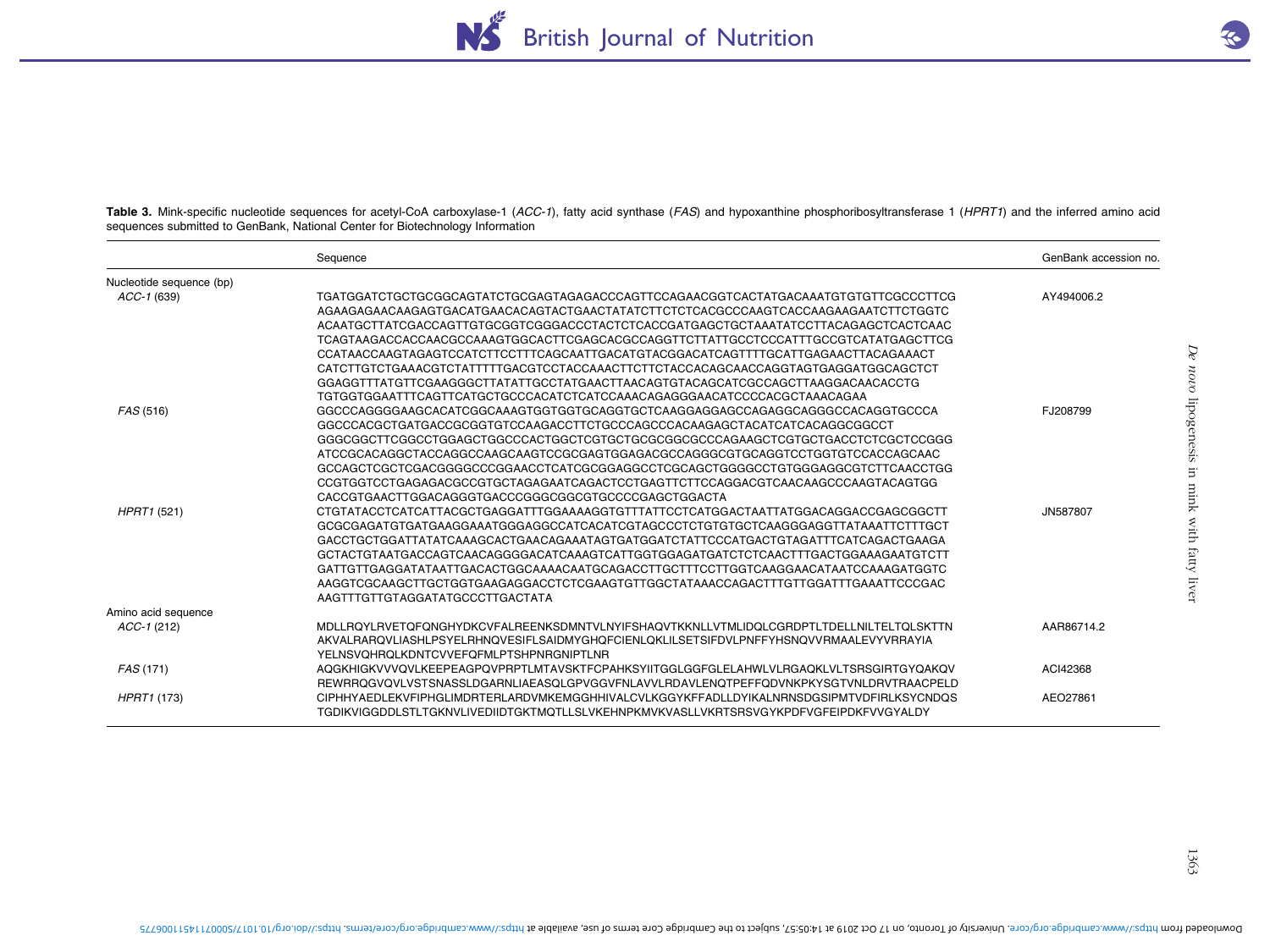**Table 3.** Mink-specific nucleotide sequences for acetyl-CoA carboxylase-1 (*ACC-1*), fatty acid synthase (*FAS*) and hypoxanthine phosphoribosyltransferase 1 (*HPRT1*) and the inferred amino acid sequences submitted to GenBank, National Center for Biotechnology Information

| | Sequence | GenBank accession no. |
|---|---|---|
| Nucleotide sequence (bp) | | |
| *ACC-1* (639) | TGATGGATCTGCTGCGGCAGTATCTGCGAGTAGAGACCCAGTTCCAGAACGGTCACTATGACAAATGTGTGTTCGCCCTTCG AGAAGAGAACAAGAGTGACATGAACACAGTACTGAACTATATCTTCTCTCACGCCCAAGTCACCAAGAAGAATCTTCTGGTC ACAATGCTTATCGACCAGTTGTGCGGTCGGGACCCTACTCTCACCGATGAGCTGCTAAATATCCTTACAGAGCTCACTCAAC TCAGTAAGACCACCAACGCCAAAGTGGCACTTCGAGCACGCCAGGTTCTTATTGCCTCCCATTTGCCGTCATATGAGCTTCG CCATAACCAAGTAGAGTCCATCTTCCTTTCAGCAATTGACATGTACGGACATCAGTTTTGCATTGAGAACTTACAGAAACT CATCTTGTCTGAAACGTCTATTTTTGACGTCCTACCAAACTTCTTCTACCACAGCAACCAGGTAGTGAGGATGGCAGCTCT GGAGGTTTATGTTCGAAGGGCTTATATTGCCTATGAACTTAACAGTGTACAGCATCGCCAGCTTAAGGACAACACCTG TGTGGTGGAATTTCAGTTCATGCTGCCCACATCTCATCCAAACAGAGGGAACATCCCCACGCTAAACAGAA | AY494006.2 |
| *FAS* (516) | GGCCCAGGGGAAGCACATCGGCAAAGTGGTGGTGCAGGTGCTCAAGGAGGAGCCAGAGGCAGGGCCACAGGTGCCCA GGCCCACGCTGATGACCGCGGTGTCCAAGACCTTCTGCCCAGCCCACAAGAGCTACATCATCACAGGCGGCCT GGGCGGCTTCGGCCTGGAGCTGGCCCACTGGCTCGTGCTGCGCGGCGCCCAGAAGCTCGTGCTGACCTCTCGCTCCGGG ATCCGCACAGGCTACCAGGCCAAGCAAGTCCGCGAGTGGAGACGCCAGGGCGTGCAGGTCCTGGTGTCCACCAGCAAC GCCAGCTCGCTCGACGGGGCCCGGAACCTCATCGCGGAGGCCTCGCAGCTGGGGCCTGTGGGAGGCGTCTTCAACCTGG CCGTGGTCCTGAGAGACGCCGTGCTAGAGAATCAGACTCCTGAGTTCTTCCAGGACGTCAACAAGCCCAAGTACAGTGG CACCGTGAACTTGGACAGGGTGACCCGGGCGGCGTGCCCCGAGCTGGACTA | FJ208799 |
| *HPRT1* (521) | CTGTATACCTCATCATTACGCTGAGGATTTGGAAAAGGTGTTTATTCCTCATGGACTAATTATGGACAGGACCGAGCGGCTT GCGCGAGATGTGATGAAGGAAATGGGAGGCCATCACATCGTAGCCCTCTGTGTGCTCAAGGGAGGTTATAAATTCTTTGCT GACCTGCTGGATTATATCAAAGCACTGAACAGAAATAGTGATGGATCTATTCCCATGACTGTAGATTTCATCAGACTGAAGA GCTACTGTAATGACCAGTCAACAGGGGACATCAAAGTCATTGGTGGAGATGATCTCTCAACTTTGACTGGAAAGAATGTCTT GATTGTTGAGGATATAATTGACACTGGCAAAACAATGCAGACCTTGCTTTCCTTGGTCAAGGAACATAATCCAAAGATGGTC AAGGTCGCAAGCTTGCTGGTGAAGAGGACCTCTCGAAGTGTTGGCTATAAACCAGACTTTGTTGGATTTGAAATTCCCGAC AAGTTTGTTGTAGGATATGCCCTTGACTATA | JN587807 |
| Amino acid sequence | | |
| *ACC-1* (212) | MDLLRQYLRVETQFQNGHYDKCVFALREENKSDMNTVLNYIFSHAQVTKKNLLVTMLIDQLCGRDPTLTDELLNILTELTQLSKTTN AKVALRARQVLIASHLPSYELRHNQVESIFLSAIDMYGHQFCIENLQKLILSETSIFDVLPNFFYHSNQVVRMAALEVYVRRAYIA YELNSVQHRQLKDNTCVVEFQFMLPTSHPNRGNIPTLNR | AAR86714.2 |
| *FAS* (171) | AQGKHIGKVVVQVLKEEPEAGPQVPRPTLMTAVSKTFCPAHKSYIITGGLGGFGLELAHWLVLRGAQKLVLTSRSGIRTGYQAKQV REWRRQGVQVLVSTSNASSLDGARNLIAEASQLGPVGGVFNLAVVLRDAVLENQTPEFFQDVNKPKYSGTVNLDRVTRAACPELD | ACI42368 |
| *HPRT1* (173) | CIPHHYAEDLEKVFIPHGLIMDRTERLARDVMKEMGGHHIVALCVLKGGYKFFADLLDYIKALNRNSDGSIPMTVDFIRLKSYCNDQS TGDIKVIGGDDLSTLTGKNVLIVEDIIDTGKTMQTLLSLVKEHNPKMVKVASLLVKRTSRSVGYKPDFVGFEIPDKFVVGYALDY | AEO27861 |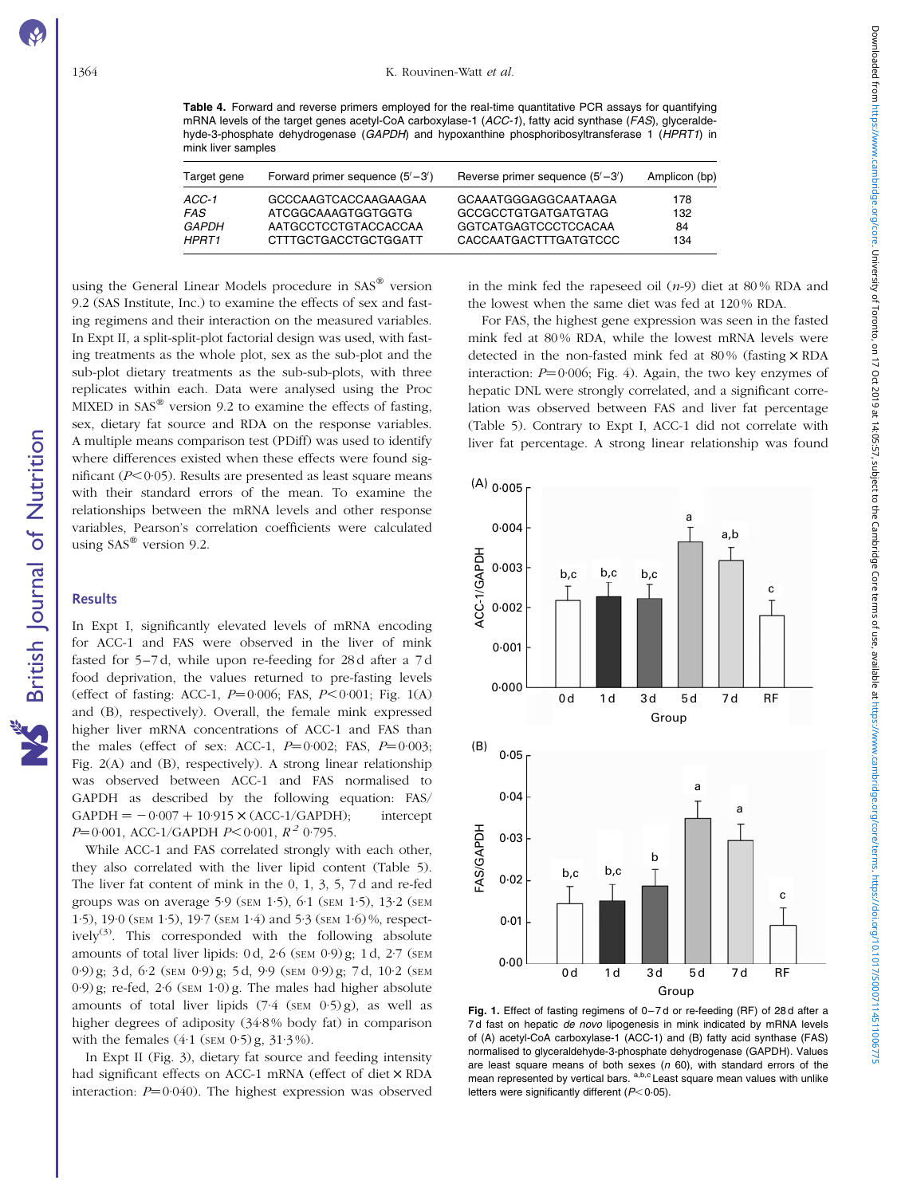**Table 4.** Forward and reverse primers employed for the real-time quantitative PCR assays for quantifying mRNA levels of the target genes acetyl-CoA carboxylase-1 (*ACC-1*), fatty acid synthase (*FAS*), glyceraldehyde-3-phosphate dehydrogenase (*GAPDH*) and hypoxanthine phosphoribosyltransferase 1 (*HPRT1*) in mink liver samples

| Target gene | Forward primer sequence (5′–3′) | Reverse primer sequence (5′–3′) | Amplicon (bp) |
|---|---|---|---|
| *ACC-1* | GCCCAAGTCACCAAGAAGAA | GCAAATGGGAGGCAATAAGA | 178 |
| *FAS* | ATCGGCAAAGTGGTGGTG | GCCGCCTGTGATGATGTAG | 132 |
| *GAPDH* | AATGCCTCCTGTACCACCAA | GGTCATGAGTCCCTCCACAA | 84 |
| *HPRT1* | CTTTGCTGACCTGCTGGATT | CACCAATGACTTTGATGTCCC | 134 |

using the General Linear Models procedure in SAS® version 9.2 (SAS Institute, Inc.) to examine the effects of sex and fasting regimens and their interaction on the measured variables. In Expt II, a split-split-plot factorial design was used, with fasting treatments as the whole plot, sex as the sub-plot and the sub-plot dietary treatments as the sub-sub-plots, with three replicates within each. Data were analysed using the Proc MIXED in SAS® version 9.2 to examine the effects of fasting, sex, dietary fat source and RDA on the response variables. A multiple means comparison test (PDiff) was used to identify where differences existed when these effects were found significant ($P < 0·05$). Results are presented as least square means with their standard errors of the mean. To examine the relationships between the mRNA levels and other response variables, Pearson's correlation coefficients were calculated using SAS® version 9.2.

## Results

In Expt I, significantly elevated levels of mRNA encoding for ACC-1 and FAS were observed in the liver of mink fasted for 5–7 d, while upon re-feeding for 28 d after a 7 d food deprivation, the values returned to pre-fasting levels (effect of fasting: ACC-1, $P = 0·006$; FAS, $P < 0·001$; Fig. 1(A) and (B), respectively). Overall, the female mink expressed higher liver mRNA concentrations of ACC-1 and FAS than the males (effect of sex: ACC-1, $P = 0·002$; FAS, $P = 0·003$; Fig. 2(A) and (B), respectively). A strong linear relationship was observed between ACC-1 and FAS normalised to GAPDH as described by the following equation: FAS/GAPDH $= -0·007 + 10·915 \times$ (ACC-1/GAPDH); intercept $P = 0·001$, ACC-1/GAPDH $P < 0·001$, $R^2$ 0·795.

While ACC-1 and FAS correlated strongly with each other, they also correlated with the liver lipid content (Table 5). The liver fat content of mink in the 0, 1, 3, 5, 7 d and re-fed groups was on average 5·9 (SEM 1·5), 6·1 (SEM 1·5), 13·2 (SEM 1·5), 19·0 (SEM 1·5), 19·7 (SEM 1·4) and 5·3 (SEM 1·6) %, respectively[3]. This corresponded with the following absolute amounts of total liver lipids: 0 d, 2·6 (SEM 0·9) g; 1 d, 2·7 (SEM 0·9) g; 3 d, 6·2 (SEM 0·9) g; 5 d, 9·9 (SEM 0·9) g; 7 d, 10·2 (SEM 0·9) g; re-fed, 2·6 (SEM 1·0) g. The males had higher absolute amounts of total liver lipids (7·4 (SEM 0·5) g), as well as higher degrees of adiposity (34·8 % body fat) in comparison with the females (4·1 (SEM 0·5) g, 31·3 %).

In Expt II (Fig. 3), dietary fat source and feeding intensity had significant effects on ACC-1 mRNA (effect of diet × RDA interaction: $P = 0·040$). The highest expression was observed in the mink fed the rapeseed oil (*n*-9) diet at 80 % RDA and the lowest when the same diet was fed at 120 % RDA.

For FAS, the highest gene expression was seen in the fasted mink fed at 80 % RDA, while the lowest mRNA levels were detected in the non-fasted mink fed at 80 % (fasting × RDA interaction: $P = 0·006$; Fig. 4). Again, the two key enzymes of hepatic DNL were strongly correlated, and a significant correlation was observed between FAS and liver fat percentage (Table 5). Contrary to Expt I, ACC-1 did not correlate with liver fat percentage. A strong linear relationship was found

**Fig. 1.** Effect of fasting regimens of 0–7 d or re-feeding (RF) of 28 d after a 7 d fast on hepatic *de novo* lipogenesis in mink indicated by mRNA levels of (A) acetyl-CoA carboxylase-1 (ACC-1) and (B) fatty acid synthase (FAS) normalised to glyceraldehyde-3-phosphate dehydrogenase (GAPDH). Values are least square means of both sexes (*n* 60), with standard errors of the mean represented by vertical bars. [a,b,c] Least square mean values with unlike letters were significantly different ($P < 0·05$).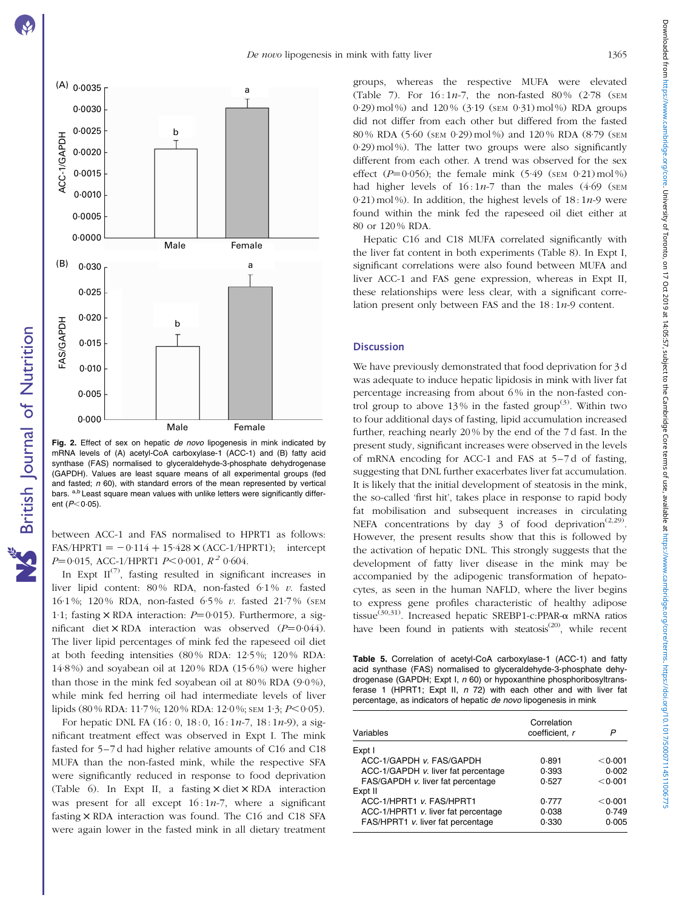**Fig. 2.** Effect of sex on hepatic *de novo* lipogenesis in mink indicated by mRNA levels of (A) acetyl-CoA carboxylase-1 (ACC-1) and (B) fatty acid synthase (FAS) normalised to glyceraldehyde-3-phosphate dehydrogenase (GAPDH). Values are least square means of all experimental groups (fed and fasted; *n* 60), with standard errors of the mean represented by vertical bars. [a,b] Least square mean values with unlike letters were significantly different ($P < 0·05$).

between ACC-1 and FAS normalised to HPRT1 as follows: FAS/HPRT1 = −0·114 + 15·428 × (ACC-1/HPRT1); intercept $P$=0·015, ACC-1/HPRT1 $P < 0·001$, $R^2$ 0·604.

In Expt II[7], fasting resulted in significant increases in liver lipid content: 80 % RDA, non-fasted 6·1 % *v.* fasted 16·1 %; 120 % RDA, non-fasted 6·5 % *v.* fasted 21·7 % (SEM 1·1; fasting × RDA interaction: $P$=0·015). Furthermore, a significant diet × RDA interaction was observed ($P$=0·044). The liver lipid percentages of mink fed the rapeseed oil diet at both feeding intensities (80 % RDA: 12·5 %; 120 % RDA: 14·8 %) and soyabean oil at 120 % RDA (15·6 %) were higher than those in the mink fed soyabean oil at 80 % RDA (9·0 %), while mink fed herring oil had intermediate levels of liver lipids (80 % RDA: 11·7 %; 120 % RDA: 12·0 %; SEM 1·3; $P < 0·05$).

For hepatic DNL FA (16 : 0, 18 : 0, 16 : 1*n*-7, 18 : 1*n*-9), a significant treatment effect was observed in Expt I. The mink fasted for 5–7 d had higher relative amounts of C16 and C18 MUFA than the non-fasted mink, while the respective SFA were significantly reduced in response to food deprivation (Table 6). In Expt II, a fasting × diet × RDA interaction was present for all except 16 : 1*n*-7, where a significant fasting × RDA interaction was found. The C16 and C18 SFA were again lower in the fasted mink in all dietary treatment groups, whereas the respective MUFA were elevated (Table 7). For 16 : 1*n*-7, the non-fasted 80 % (2·78 (SEM 0·29) mol %) and 120 % (3·19 (SEM 0·31) mol %) RDA groups did not differ from each other but differed from the fasted 80 % RDA (5·60 (SEM 0·29) mol %) and 120 % RDA (8·79 (SEM 0·29) mol %). The latter two groups were also significantly different from each other. A trend was observed for the sex effect ($P$=0·056); the female mink (5·49 (SEM 0·21) mol %) had higher levels of 16 : 1*n*-7 than the males (4·69 (SEM 0·21) mol %). In addition, the highest levels of 18 : 1*n*-9 were found within the mink fed the rapeseed oil diet either at 80 or 120 % RDA.

Hepatic C16 and C18 MUFA correlated significantly with the liver fat content in both experiments (Table 8). In Expt I, significant correlations were also found between MUFA and liver ACC-1 and FAS gene expression, whereas in Expt II, these relationships were less clear, with a significant correlation present only between FAS and the 18 : 1*n*-9 content.

## Discussion

We have previously demonstrated that food deprivation for 3 d was adequate to induce hepatic lipidosis in mink with liver fat percentage increasing from about 6 % in the non-fasted control group to above 13 % in the fasted group[3]. Within two to four additional days of fasting, lipid accumulation increased further, reaching nearly 20 % by the end of the 7 d fast. In the present study, significant increases were observed in the levels of mRNA encoding for ACC-1 and FAS at 5–7 d of fasting, suggesting that DNL further exacerbates liver fat accumulation. It is likely that the initial development of steatosis in the mink, the so-called 'first hit', takes place in response to rapid body fat mobilisation and subsequent increases in circulating NEFA concentrations by day 3 of food deprivation[2,29]. However, the present results show that this is followed by the activation of hepatic DNL. This strongly suggests that the development of fatty liver disease in the mink may be accompanied by the adipogenic transformation of hepatocytes, as seen in the human NAFLD, where the liver begins to express gene profiles characteristic of healthy adipose tissue[30,31]. Increased hepatic SREBP1-c:PPAR-α mRNA ratios have been found in patients with steatosis[20], while recent

**Table 5.** Correlation of acetyl-CoA carboxylase-1 (ACC-1) and fatty acid synthase (FAS) normalised to glyceraldehyde-3-phosphate dehydrogenase (GAPDH; Expt I, *n* 60) or hypoxanthine phosphoribosyltransferase 1 (HPRT1; Expt II, *n* 72) with each other and with liver fat percentage, as indicators of hepatic *de novo* lipogenesis in mink

| Variables | Correlation coefficient, *r* | *P* |
|---|---|---|
| Expt I | | |
| ACC-1/GAPDH *v.* FAS/GAPDH | 0·891 | <0·001 |
| ACC-1/GAPDH *v.* liver fat percentage | 0·393 | 0·002 |
| FAS/GAPDH *v.* liver fat percentage | 0·527 | <0·001 |
| Expt II | | |
| ACC-1/HPRT1 *v.* FAS/HPRT1 | 0·777 | <0·001 |
| ACC-1/HPRT1 *v.* liver fat percentage | 0·038 | 0·749 |
| FAS/HPRT1 *v.* liver fat percentage | 0·330 | 0·005 |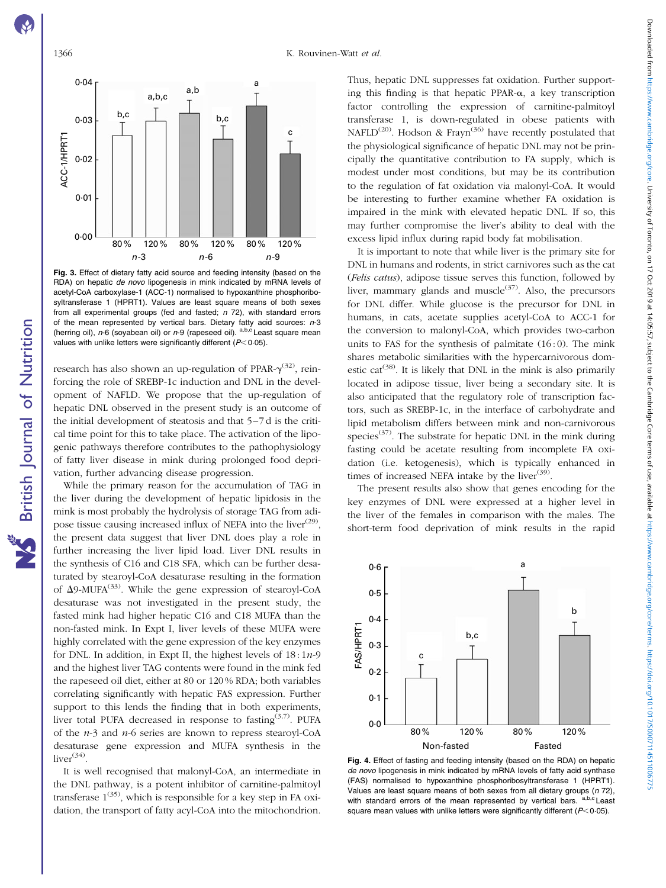Fig. 3. Effect of dietary fatty acid source and feeding intensity (based on the RDA) on hepatic *de novo* lipogenesis in mink indicated by mRNA levels of acetyl-CoA carboxylase-1 (ACC-1) normalised to hypoxanthine phosphoribosyltransferase 1 (HPRT1). Values are least square means of both sexes from all experimental groups (fed and fasted; *n* 72), with standard errors of the mean represented by vertical bars. Dietary fatty acid sources: *n*-3 (herring oil), *n*-6 (soyabean oil) or *n*-9 (rapeseed oil). [a,b,c] Least square mean values with unlike letters were significantly different ($P<0.05$).

research has also shown an up-regulation of PPAR-$\gamma$[32], reinforcing the role of SREBP-1c induction and DNL in the development of NAFLD. We propose that the up-regulation of hepatic DNL observed in the present study is an outcome of the initial development of steatosis and that 5–7 d is the critical time point for this to take place. The activation of the lipogenic pathways therefore contributes to the pathophysiology of fatty liver disease in mink during prolonged food deprivation, further advancing disease progression.

While the primary reason for the accumulation of TAG in the liver during the development of hepatic lipidosis in the mink is most probably the hydrolysis of storage TAG from adipose tissue causing increased influx of NEFA into the liver[29], the present data suggest that liver DNL does play a role in further increasing the liver lipid load. Liver DNL results in the synthesis of C16 and C18 SFA, which can be further desaturated by stearoyl-CoA desaturase resulting in the formation of $\Delta$9-MUFA[33]. While the gene expression of stearoyl-CoA desaturase was not investigated in the present study, the fasted mink had higher hepatic C16 and C18 MUFA than the non-fasted mink. In Expt I, liver levels of these MUFA were highly correlated with the gene expression of the key enzymes for DNL. In addition, in Expt II, the highest levels of 18 : 1*n*-9 and the highest liver TAG contents were found in the mink fed the rapeseed oil diet, either at 80 or 120 % RDA; both variables correlating significantly with hepatic FAS expression. Further support to this lends the finding that in both experiments, liver total PUFA decreased in response to fasting[3,7]. PUFA of the *n*-3 and *n*-6 series are known to repress stearoyl-CoA desaturase gene expression and MUFA synthesis in the liver[34].

It is well recognised that malonyl-CoA, an intermediate in the DNL pathway, is a potent inhibitor of carnitine-palmitoyl transferase 1[35], which is responsible for a key step in FA oxidation, the transport of fatty acyl-CoA into the mitochondrion. Thus, hepatic DNL suppresses fat oxidation. Further supporting this finding is that hepatic PPAR-$\alpha$, a key transcription factor controlling the expression of carnitine-palmitoyl transferase 1, is down-regulated in obese patients with NAFLD[20]. Hodson & Frayn[36] have recently postulated that the physiological significance of hepatic DNL may not be principally the quantitative contribution to FA supply, which is modest under most conditions, but may be its contribution to the regulation of fat oxidation via malonyl-CoA. It would be interesting to further examine whether FA oxidation is impaired in the mink with elevated hepatic DNL. If so, this may further compromise the liver's ability to deal with the excess lipid influx during rapid body fat mobilisation.

It is important to note that while liver is the primary site for DNL in humans and rodents, in strict carnivores such as the cat (*Felis catus*), adipose tissue serves this function, followed by liver, mammary glands and muscle[37]. Also, the precursors for DNL differ. While glucose is the precursor for DNL in humans, in cats, acetate supplies acetyl-CoA to ACC-1 for the conversion to malonyl-CoA, which provides two-carbon units to FAS for the synthesis of palmitate (16 : 0). The mink shares metabolic similarities with the hypercarnivorous domestic cat[38]. It is likely that DNL in the mink is also primarily located in adipose tissue, liver being a secondary site. It is also anticipated that the regulatory role of transcription factors, such as SREBP-1c, in the interface of carbohydrate and lipid metabolism differs between mink and non-carnivorous species[37]. The substrate for hepatic DNL in the mink during fasting could be acetate resulting from incomplete FA oxidation (i.e. ketogenesis), which is typically enhanced in times of increased NEFA intake by the liver[39].

The present results also show that genes encoding for the key enzymes of DNL were expressed at a higher level in the liver of the females in comparison with the males. The short-term food deprivation of mink results in the rapid

Fig. 4. Effect of fasting and feeding intensity (based on the RDA) on hepatic *de novo* lipogenesis in mink indicated by mRNA levels of fatty acid synthase (FAS) normalised to hypoxanthine phosphoribosyltransferase 1 (HPRT1). Values are least square means of both sexes from all dietary groups (*n* 72), with standard errors of the mean represented by vertical bars. [a,b,c] Least square mean values with unlike letters were significantly different ($P<0.05$).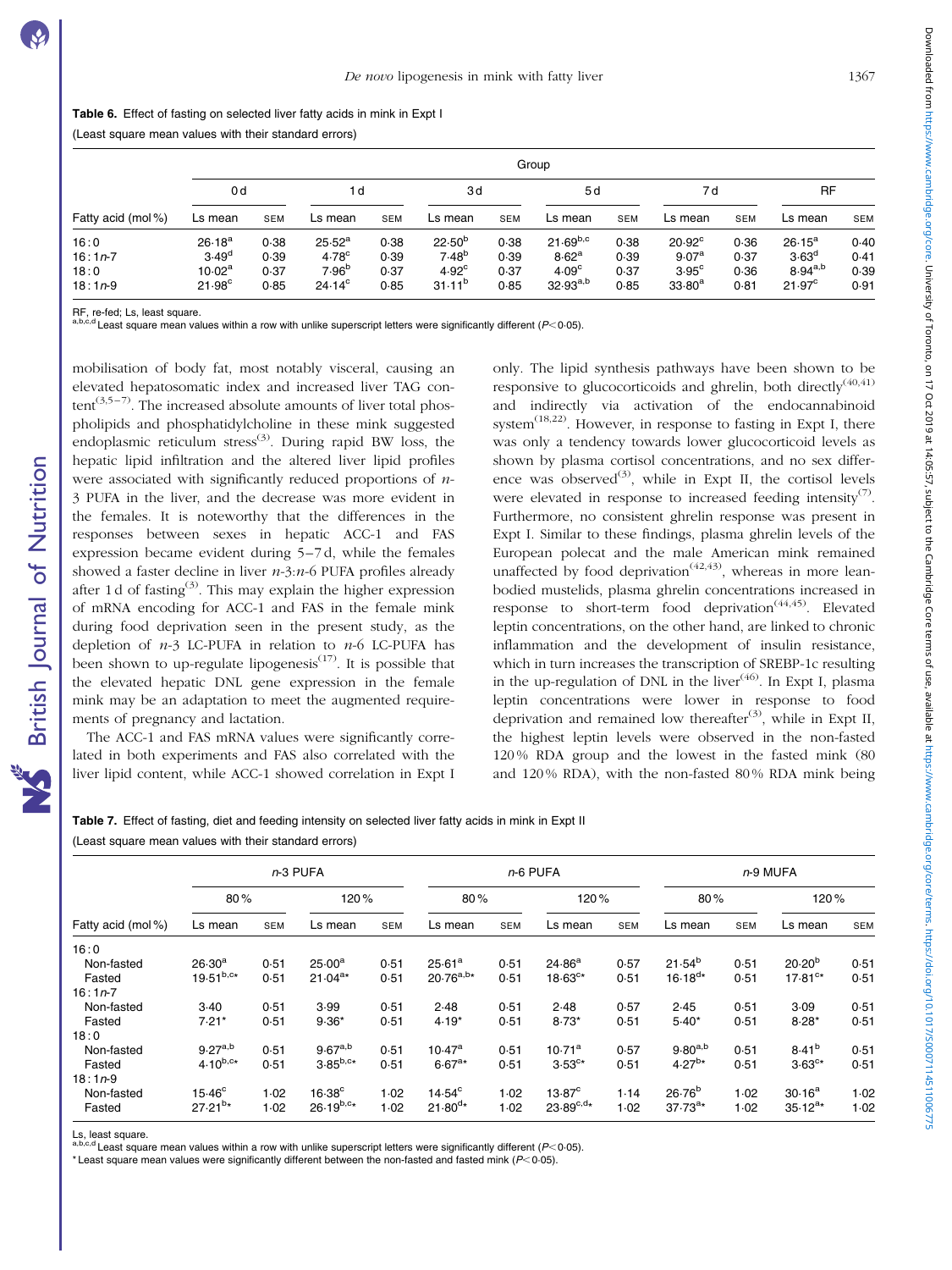**Table 6.** Effect of fasting on selected liver fatty acids in mink in Expt I

(Least square mean values with their standard errors)

| | Group | | | | | | | | | | | |
|---|---|---|---|---|---|---|---|---|---|---|---|---|
| | 0 d | | 1 d | | 3 d | | 5 d | | 7 d | | RF | |
| Fatty acid (mol %) | Ls mean | SEM | Ls mean | SEM | Ls mean | SEM | Ls mean | SEM | Ls mean | SEM | Ls mean | SEM |
| 16 : 0 | 26·18[a] | 0·38 | 25·52[a] | 0·38 | 22·50[b] | 0·38 | 21·69[b,c] | 0·38 | 20·92[c] | 0·36 | 26·15[a] | 0·40 |
| 16 : 1*n*-7 | 3·49[d] | 0·39 | 4·78[c] | 0·39 | 7·48[b] | 0·39 | 8·62[a] | 0·39 | 9·07[a] | 0·37 | 3·63[d] | 0·41 |
| 18 : 0 | 10·02[a] | 0·37 | 7·96[b] | 0·37 | 4·92[c] | 0·37 | 4·09[c] | 0·37 | 3·95[c] | 0·36 | 8·94[a,b] | 0·39 |
| 18 : 1*n*-9 | 21·98[c] | 0·85 | 24·14[c] | 0·85 | 31·11[b] | 0·85 | 32·93[a,b] | 0·85 | 33·80[a] | 0·81 | 21·97[c] | 0·91 |

RF, re-fed; Ls, least square.
[a,b,c,d] Least square mean values within a row with unlike superscript letters were significantly different ($P<0·05$).

mobilisation of body fat, most notably visceral, causing an elevated hepatosomatic index and increased liver TAG content[(3,5–7)]. The increased absolute amounts of liver total phospholipids and phosphatidylcholine in these mink suggested endoplasmic reticulum stress[(3)]. During rapid BW loss, the hepatic lipid infiltration and the altered liver lipid profiles were associated with significantly reduced proportions of *n*-3 PUFA in the liver, and the decrease was more evident in the females. It is noteworthy that the differences in the responses between sexes in hepatic ACC-1 and FAS expression became evident during 5–7 d, while the females showed a faster decline in liver *n*-3:*n*-6 PUFA profiles already after 1 d of fasting[(3)]. This may explain the higher expression of mRNA encoding for ACC-1 and FAS in the female mink during food deprivation seen in the present study, as the depletion of *n*-3 LC-PUFA in relation to *n*-6 LC-PUFA has been shown to up-regulate lipogenesis[(17)]. It is possible that the elevated hepatic DNL gene expression in the female mink may be an adaptation to meet the augmented requirements of pregnancy and lactation.

The ACC-1 and FAS mRNA values were significantly correlated in both experiments and FAS also correlated with the liver lipid content, while ACC-1 showed correlation in Expt I only. The lipid synthesis pathways have been shown to be responsive to glucocorticoids and ghrelin, both directly[(40,41)] and indirectly via activation of the endocannabinoid system[(18,22)]. However, in response to fasting in Expt I, there was only a tendency towards lower glucocorticoid levels as shown by plasma cortisol concentrations, and no sex difference was observed[(3)], while in Expt II, the cortisol levels were elevated in response to increased feeding intensity[(7)]. Furthermore, no consistent ghrelin response was present in Expt I. Similar to these findings, plasma ghrelin levels of the European polecat and the male American mink remained unaffected by food deprivation[(42,43)], whereas in more lean-bodied mustelids, plasma ghrelin concentrations increased in response to short-term food deprivation[(44,45)]. Elevated leptin concentrations, on the other hand, are linked to chronic inflammation and the development of insulin resistance, which in turn increases the transcription of SREBP-1c resulting in the up-regulation of DNL in the liver[(46)]. In Expt I, plasma leptin concentrations were lower in response to food deprivation and remained low thereafter[(3)], while in Expt II, the highest leptin levels were observed in the non-fasted 120 % RDA group and the lowest in the fasted mink (80 and 120 % RDA), with the non-fasted 80 % RDA mink being

**Table 7.** Effect of fasting, diet and feeding intensity on selected liver fatty acids in mink in Expt II

(Least square mean values with their standard errors)

| | *n*-3 PUFA | | | | *n*-6 PUFA | | | | *n*-9 MUFA | | | |
|---|---|---|---|---|---|---|---|---|---|---|---|---|
| | 80 % | | 120 % | | 80 % | | 120 % | | 80 % | | 120 % | |
| Fatty acid (mol %) | Ls mean | SEM | Ls mean | SEM | Ls mean | SEM | Ls mean | SEM | Ls mean | SEM | Ls mean | SEM |
| 16 : 0 | | | | | | | | | | | | |
| Non-fasted | 26·30[a] | 0·51 | 25·00[a] | 0·51 | 25·61[a] | 0·51 | 24·86[a] | 0·57 | 21·54[b] | 0·51 | 20·20[b] | 0·51 |
| Fasted | 19·51[b,c]* | 0·51 | 21·04[a]* | 0·51 | 20·76[a,b]* | 0·51 | 18·63[c]* | 0·51 | 16·18[d]* | 0·51 | 17·81[c]* | 0·51 |
| 16 : 1*n*-7 | | | | | | | | | | | | |
| Non-fasted | 3·40 | 0·51 | 3·99 | 0·51 | 2·48 | 0·51 | 2·48 | 0·57 | 2·45 | 0·51 | 3·09 | 0·51 |
| Fasted | 7·21* | 0·51 | 9·36* | 0·51 | 4·19* | 0·51 | 8·73* | 0·51 | 5·40* | 0·51 | 8·28* | 0·51 |
| 18 : 0 | | | | | | | | | | | | |
| Non-fasted | 9·27[a,b] | 0·51 | 9·67[a,b] | 0·51 | 10·47[a] | 0·51 | 10·71[a] | 0·57 | 9·80[a,b] | 0·51 | 8·41[b] | 0·51 |
| Fasted | 4·10[b,c]* | 0·51 | 3·85[b,c]* | 0·51 | 6·67[a]* | 0·51 | 3·53[c]* | 0·51 | 4·27[b]* | 0·51 | 3·63[c]* | 0·51 |
| 18 : 1*n*-9 | | | | | | | | | | | | |
| Non-fasted | 15·46[c] | 1·02 | 16·38[c] | 1·02 | 14·54[c] | 1·02 | 13·87[c] | 1·14 | 26·76[b] | 1·02 | 30·16[a] | 1·02 |
| Fasted | 27·21[b]* | 1·02 | 26·19[b,c]* | 1·02 | 21·80[d]* | 1·02 | 23·89[c,d]* | 1·02 | 37·73[a]* | 1·02 | 35·12[a]* | 1·02 |

Ls, least square.
[a,b,c,d] Least square mean values within a row with unlike superscript letters were significantly different ($P<0·05$).
\* Least square mean values were significantly different between the non-fasted and fasted mink ($P<0·05$).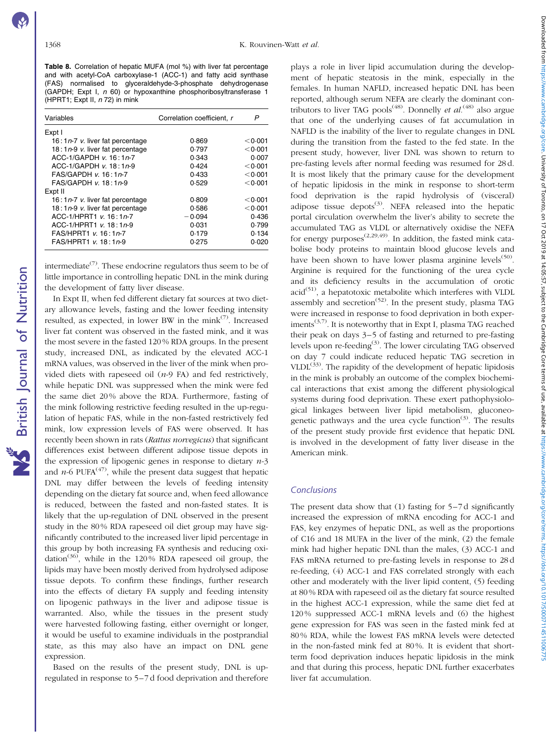**Table 8.** Correlation of hepatic MUFA (mol %) with liver fat percentage and with acetyl-CoA carboxylase-1 (ACC-1) and fatty acid synthase (FAS) normalised to glyceraldehyde-3-phosphate dehydrogenase (GAPDH; Expt I, *n* 60) or hypoxanthine phosphoribosyltransferase 1 (HPRT1; Expt II, *n* 72) in mink

| Variables | Correlation coefficient, *r* | *P* |
|---|---|---|
| Expt I | | |
| 16:1*n*-7 *v.* liver fat percentage | 0·869 | <0·001 |
| 18:1*n*-9 *v.* liver fat percentage | 0·797 | <0·001 |
| ACC-1/GAPDH *v.* 16:1*n*-7 | 0·343 | 0·007 |
| ACC-1/GAPDH *v.* 18:1*n*-9 | 0·424 | <0·001 |
| FAS/GAPDH *v.* 16:1*n*-7 | 0·433 | <0·001 |
| FAS/GAPDH *v.* 18:1*n*-9 | 0·529 | <0·001 |
| Expt II | | |
| 16:1*n*-7 *v.* liver fat percentage | 0·809 | <0·001 |
| 18:1*n*-9 *v.* liver fat percentage | 0·586 | <0·001 |
| ACC-1/HPRT1 *v.* 16:1*n*-7 | −0·094 | 0·436 |
| ACC-1/HPRT1 *v.* 18:1*n*-9 | 0·031 | 0·799 |
| FAS/HPRT1 *v.* 16:1*n*-7 | 0·179 | 0·134 |
| FAS/HPRT1 *v.* 18:1*n*-9 | 0·275 | 0·020 |

intermediate[7]. These endocrine regulators thus seem to be of little importance in controlling hepatic DNL in the mink during the development of fatty liver disease.

In Expt II, when fed different dietary fat sources at two dietary allowance levels, fasting and the lower feeding intensity resulted, as expected, in lower BW in the mink[7]. Increased liver fat content was observed in the fasted mink, and it was the most severe in the fasted 120 % RDA groups. In the present study, increased DNL, as indicated by the elevated ACC-1 mRNA values, was observed in the liver of the mink when provided diets with rapeseed oil (*n*-9 FA) and fed restrictively, while hepatic DNL was suppressed when the mink were fed the same diet 20 % above the RDA. Furthermore, fasting of the mink following restrictive feeding resulted in the up-regulation of hepatic FAS, while in the non-fasted restrictively fed mink, low expression levels of FAS were observed. It has recently been shown in rats (*Rattus norvegicus*) that significant differences exist between different adipose tissue depots in the expression of lipogenic genes in response to dietary *n*-3 and *n*-6 PUFA[47], while the present data suggest that hepatic DNL may differ between the levels of feeding intensity depending on the dietary fat source and, when feed allowance is reduced, between the fasted and non-fasted states. It is likely that the up-regulation of DNL observed in the present study in the 80 % RDA rapeseed oil diet group may have significantly contributed to the increased liver lipid percentage in this group by both increasing FA synthesis and reducing oxidation[36], while in the 120 % RDA rapeseed oil group, the lipids may have been mostly derived from hydrolysed adipose tissue depots. To confirm these findings, further research into the effects of dietary FA supply and feeding intensity on lipogenic pathways in the liver and adipose tissue is warranted. Also, while the tissues in the present study were harvested following fasting, either overnight or longer, it would be useful to examine individuals in the postprandial state, as this may also have an impact on DNL gene expression.

Based on the results of the present study, DNL is up-regulated in response to 5–7 d food deprivation and therefore plays a role in liver lipid accumulation during the development of hepatic steatosis in the mink, especially in the females. In human NAFLD, increased hepatic DNL has been reported, although serum NEFA are clearly the dominant contributors to liver TAG pools[48]. Donnelly *et al.*[48] also argue that one of the underlying causes of fat accumulation in NAFLD is the inability of the liver to regulate changes in DNL during the transition from the fasted to the fed state. In the present study, however, liver DNL was shown to return to pre-fasting levels after normal feeding was resumed for 28 d. It is most likely that the primary cause for the development of hepatic lipidosis in the mink in response to short-term food deprivation is the rapid hydrolysis of (visceral) adipose tissue depots[3]. NEFA released into the hepatic portal circulation overwhelm the liver's ability to secrete the accumulated TAG as VLDL or alternatively oxidise the NEFA for energy purposes[2,29,49]. In addition, the fasted mink catabolise body proteins to maintain blood glucose levels and have been shown to have lower plasma arginine levels[50]. Arginine is required for the functioning of the urea cycle and its deficiency results in the accumulation of orotic acid[51], a hepatotoxic metabolite which interferes with VLDL assembly and secretion[52]. In the present study, plasma TAG were increased in response to food deprivation in both experiments[3,7]. It is noteworthy that in Expt I, plasma TAG reached their peak on days 3–5 of fasting and returned to pre-fasting levels upon re-feeding[3]. The lower circulating TAG observed on day 7 could indicate reduced hepatic TAG secretion in VLDL[33]. The rapidity of the development of hepatic lipidosis in the mink is probably an outcome of the complex biochemical interactions that exist among the different physiological systems during food deprivation. These exert pathophysiological linkages between liver lipid metabolism, gluconeogenetic pathways and the urea cycle function[3]. The results of the present study provide first evidence that hepatic DNL is involved in the development of fatty liver disease in the American mink.

## Conclusions

The present data show that (1) fasting for 5–7 d significantly increased the expression of mRNA encoding for ACC-1 and FAS, key enzymes of hepatic DNL, as well as the proportions of C16 and 18 MUFA in the liver of the mink, (2) the female mink had higher hepatic DNL than the males, (3) ACC-1 and FAS mRNA returned to pre-fasting levels in response to 28 d re-feeding, (4) ACC-1 and FAS correlated strongly with each other and moderately with the liver lipid content, (5) feeding at 80 % RDA with rapeseed oil as the dietary fat source resulted in the highest ACC-1 expression, while the same diet fed at 120 % suppressed ACC-1 mRNA levels and (6) the highest gene expression for FAS was seen in the fasted mink fed at 80 % RDA, while the lowest FAS mRNA levels were detected in the non-fasted mink fed at 80 %. It is evident that short-term food deprivation induces hepatic lipidosis in the mink and that during this process, hepatic DNL further exacerbates liver fat accumulation.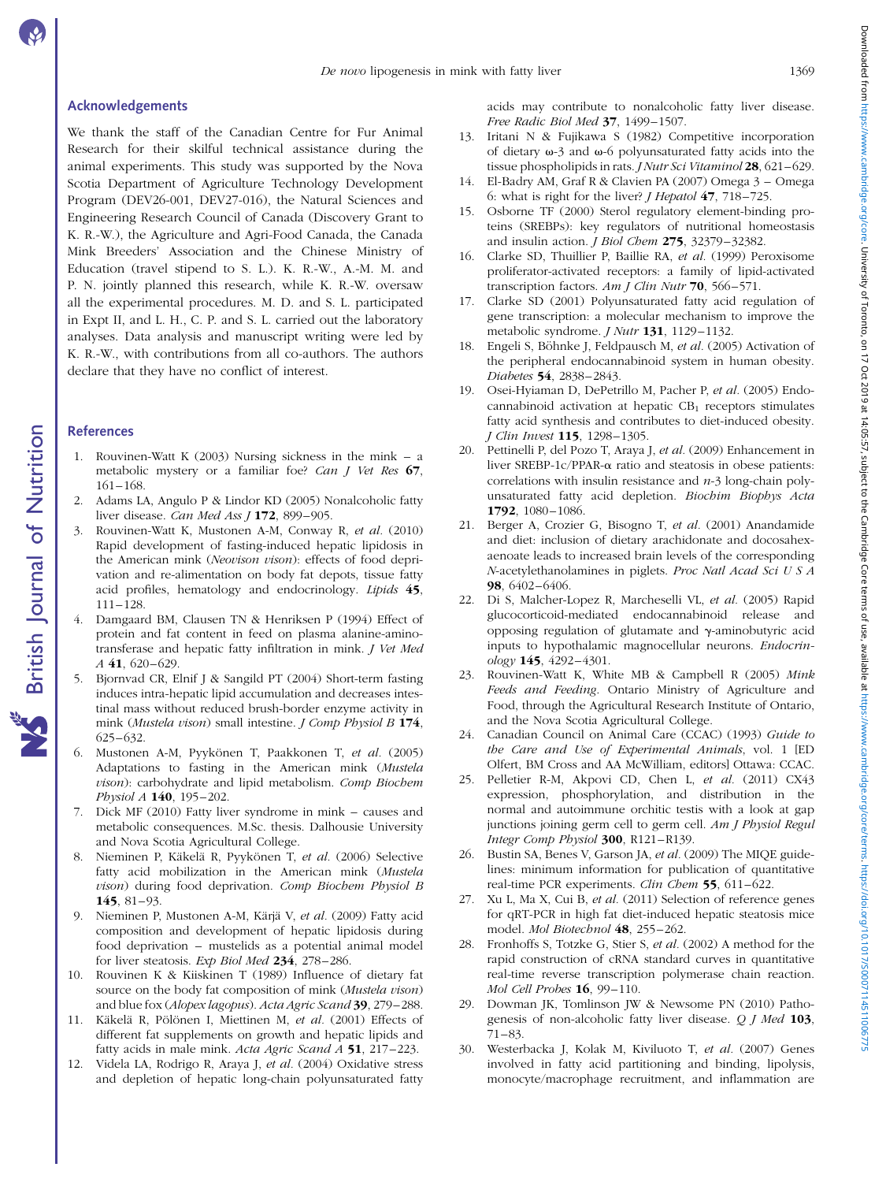## Acknowledgements

We thank the staff of the Canadian Centre for Fur Animal Research for their skilful technical assistance during the animal experiments. This study was supported by the Nova Scotia Department of Agriculture Technology Development Program (DEV26-001, DEV27-016), the Natural Sciences and Engineering Research Council of Canada (Discovery Grant to K. R.-W.), the Agriculture and Agri-Food Canada, the Canada Mink Breeders' Association and the Chinese Ministry of Education (travel stipend to S. L.). K. R.-W., A.-M. M. and P. N. jointly planned this research, while K. R.-W. oversaw all the experimental procedures. M. D. and S. L. participated in Expt II, and L. H., C. P. and S. L. carried out the laboratory analyses. Data analysis and manuscript writing were led by K. R.-W., with contributions from all co-authors. The authors declare that they have no conflict of interest.

## References

1. Rouvinen-Watt K (2003) Nursing sickness in the mink – a metabolic mystery or a familiar foe? *Can J Vet Res* **67**, 161–168.
2. Adams LA, Angulo P & Lindor KD (2005) Nonalcoholic fatty liver disease. *Can Med Ass J* **172**, 899–905.
3. Rouvinen-Watt K, Mustonen A-M, Conway R, *et al.* (2010) Rapid development of fasting-induced hepatic lipidosis in the American mink (*Neovison vison*): effects of food deprivation and re-alimentation on body fat depots, tissue fatty acid profiles, hematology and endocrinology. *Lipids* **45**, 111–128.
4. Damgaard BM, Clausen TN & Henriksen P (1994) Effect of protein and fat content in feed on plasma alanine-aminotransferase and hepatic fatty infiltration in mink. *J Vet Med A* **41**, 620–629.
5. Bjornvad CR, Elnif J & Sangild PT (2004) Short-term fasting induces intra-hepatic lipid accumulation and decreases intestinal mass without reduced brush-border enzyme activity in mink (*Mustela vison*) small intestine. *J Comp Physiol B* **174**, 625–632.
6. Mustonen A-M, Pyykönen T, Paakkonen T, *et al.* (2005) Adaptations to fasting in the American mink (*Mustela vison*): carbohydrate and lipid metabolism. *Comp Biochem Physiol A* **140**, 195–202.
7. Dick MF (2010) Fatty liver syndrome in mink – causes and metabolic consequences. M.Sc. thesis. Dalhousie University and Nova Scotia Agricultural College.
8. Nieminen P, Käkelä R, Pyykönen T, *et al.* (2006) Selective fatty acid mobilization in the American mink (*Mustela vison*) during food deprivation. *Comp Biochem Physiol B* **145**, 81–93.
9. Nieminen P, Mustonen A-M, Kärjä V, *et al.* (2009) Fatty acid composition and development of hepatic lipidosis during food deprivation – mustelids as a potential animal model for liver steatosis. *Exp Biol Med* **234**, 278–286.
10. Rouvinen K & Kiiskinen T (1989) Influence of dietary fat source on the body fat composition of mink (*Mustela vison*) and blue fox (*Alopex lagopus*). *Acta Agric Scand* **39**, 279–288.
11. Käkelä R, Pölönen I, Miettinen M, *et al.* (2001) Effects of different fat supplements on growth and hepatic lipids and fatty acids in male mink. *Acta Agric Scand A* **51**, 217–223.
12. Videla LA, Rodrigo R, Araya J, *et al.* (2004) Oxidative stress and depletion of hepatic long-chain polyunsaturated fatty acids may contribute to nonalcoholic fatty liver disease. *Free Radic Biol Med* **37**, 1499–1507.
13. Iritani N & Fujikawa S (1982) Competitive incorporation of dietary ω-3 and ω-6 polyunsaturated fatty acids into the tissue phospholipids in rats. *J Nutr Sci Vitaminol* **28**, 621–629.
14. El-Badry AM, Graf R & Clavien PA (2007) Omega 3 – Omega 6: what is right for the liver? *J Hepatol* **47**, 718–725.
15. Osborne TF (2000) Sterol regulatory element-binding proteins (SREBPs): key regulators of nutritional homeostasis and insulin action. *J Biol Chem* **275**, 32379–32382.
16. Clarke SD, Thuillier P, Baillie RA, *et al.* (1999) Peroxisome proliferator-activated receptors: a family of lipid-activated transcription factors. *Am J Clin Nutr* **70**, 566–571.
17. Clarke SD (2001) Polyunsaturated fatty acid regulation of gene transcription: a molecular mechanism to improve the metabolic syndrome. *J Nutr* **131**, 1129–1132.
18. Engeli S, Böhnke J, Feldpausch M, *et al.* (2005) Activation of the peripheral endocannabinoid system in human obesity. *Diabetes* **54**, 2838–2843.
19. Osei-Hyiaman D, DePetrillo M, Pacher P, *et al.* (2005) Endocannabinoid activation at hepatic $CB_1$ receptors stimulates fatty acid synthesis and contributes to diet-induced obesity. *J Clin Invest* **115**, 1298–1305.
20. Pettinelli P, del Pozo T, Araya J, *et al.* (2009) Enhancement in liver SREBP-1c/PPAR-α ratio and steatosis in obese patients: correlations with insulin resistance and *n*-3 long-chain polyunsaturated fatty acid depletion. *Biochim Biophys Acta* **1792**, 1080–1086.
21. Berger A, Crozier G, Bisogno T, *et al.* (2001) Anandamide and diet: inclusion of dietary arachidonate and docosahexaenoate leads to increased brain levels of the corresponding *N*-acetylethanolamines in piglets. *Proc Natl Acad Sci U S A* **98**, 6402–6406.
22. Di S, Malcher-Lopez R, Marcheselli VL, *et al.* (2005) Rapid glucocorticoid-mediated endocannabinoid release and opposing regulation of glutamate and γ-aminobutyric acid inputs to hypothalamic magnocellular neurons. *Endocrinology* **145**, 4292–4301.
23. Rouvinen-Watt K, White MB & Campbell R (2005) *Mink Feeds and Feeding*. Ontario Ministry of Agriculture and Food, through the Agricultural Research Institute of Ontario, and the Nova Scotia Agricultural College.
24. Canadian Council on Animal Care (CCAC) (1993) *Guide to the Care and Use of Experimental Animals*, vol. 1 [ED Olfert, BM Cross and AA McWilliam, editors] Ottawa: CCAC.
25. Pelletier R-M, Akpovi CD, Chen L, *et al.* (2011) CX43 expression, phosphorylation, and distribution in the normal and autoimmune orchitic testis with a look at gap junctions joining germ cell to germ cell. *Am J Physiol Regul Integr Comp Physiol* **300**, R121–R139.
26. Bustin SA, Benes V, Garson JA, *et al.* (2009) The MIQE guidelines: minimum information for publication of quantitative real-time PCR experiments. *Clin Chem* **55**, 611–622.
27. Xu L, Ma X, Cui B, *et al.* (2011) Selection of reference genes for qRT-PCR in high fat diet-induced hepatic steatosis mice model. *Mol Biotechnol* **48**, 255–262.
28. Fronhoffs S, Totzke G, Stier S, *et al.* (2002) A method for the rapid construction of cRNA standard curves in quantitative real-time reverse transcription polymerase chain reaction. *Mol Cell Probes* **16**, 99–110.
29. Dowman JK, Tomlinson JW & Newsome PN (2010) Pathogenesis of non-alcoholic fatty liver disease. *Q J Med* **103**, 71–83.
30. Westerbacka J, Kolak M, Kiviluoto T, *et al.* (2007) Genes involved in fatty acid partitioning and binding, lipolysis, monocyte/macrophage recruitment, and inflammation are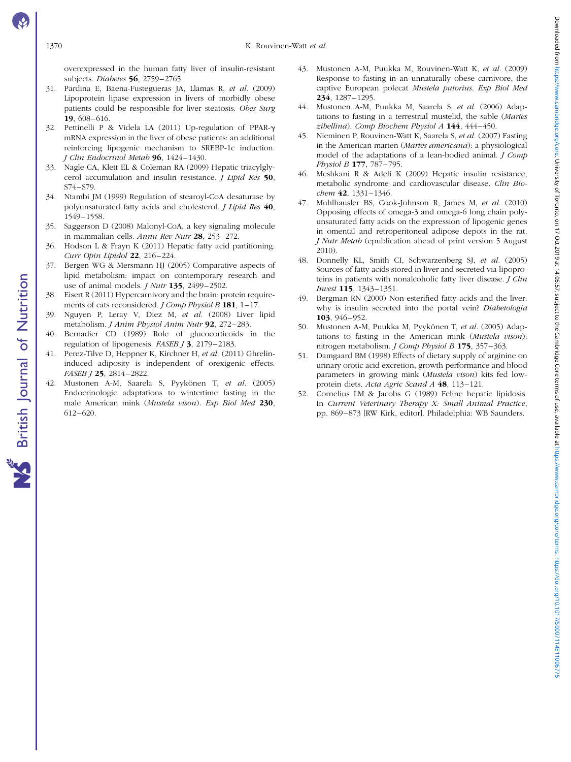overexpressed in the human fatty liver of insulin-resistant subjects. *Diabetes* **56**, 2759–2765.

31. Pardina E, Baena-Fustegueras JA, Llamas R, *et al.* (2009) Lipoprotein lipase expression in livers of morbidly obese patients could be responsible for liver steatosis. *Obes Surg* **19**, 608–616.
32. Pettinelli P & Videla LA (2011) Up-regulation of PPAR-γ mRNA expression in the liver of obese patients: an additional reinforcing lipogenic mechanism to SREBP-1c induction. *J Clin Endocrinol Metab* **96**, 1424–1430.
33. Nagle CA, Klett EL & Coleman RA (2009) Hepatic triacylglycerol accumulation and insulin resistance. *J Lipid Res* **50**, S74–S79.
34. Ntambi JM (1999) Regulation of stearoyl-CoA desaturase by polyunsaturated fatty acids and cholesterol. *J Lipid Res* **40**, 1549–1558.
35. Saggerson D (2008) Malonyl-CoA, a key signaling molecule in mammalian cells. *Annu Rev Nutr* **28**, 253–272.
36. Hodson L & Frayn K (2011) Hepatic fatty acid partitioning. *Curr Opin Lipidol* **22**, 216–224.
37. Bergen WG & Mersmann HJ (2005) Comparative aspects of lipid metabolism: impact on contemporary research and use of animal models. *J Nutr* **135**, 2499–2502.
38. Eisert R (2011) Hypercarnivory and the brain: protein requirements of cats reconsidered. *J Comp Physiol B* **181**, 1–17.
39. Nguyen P, Leray V, Diez M, *et al.* (2008) Liver lipid metabolism. *J Anim Physiol Anim Nutr* **92**, 272–283.
40. Bernadier CD (1989) Role of glucocorticoids in the regulation of lipogenesis. *FASEB J* **3**, 2179–2183.
41. Perez-Tilve D, Heppner K, Kirchner H, *et al.* (2011) Ghrelin-induced adiposity is independent of orexigenic effects. *FASEB J* **25**, 2814–2822.
42. Mustonen A-M, Saarela S, Pyykönen T, *et al.* (2005) Endocrinologic adaptations to wintertime fasting in the male American mink (*Mustela vison*). *Exp Biol Med* **230**, 612–620.
43. Mustonen A-M, Puukka M, Rouvinen-Watt K, *et al.* (2009) Response to fasting in an unnaturally obese carnivore, the captive European polecat *Mustela putorius*. *Exp Biol Med* **234**, 1287–1295.
44. Mustonen A-M, Puukka M, Saarela S, *et al.* (2006) Adaptations to fasting in a terrestrial mustelid, the sable (*Martes zibellina*). *Comp Biochem Physiol A* **144**, 444–450.
45. Nieminen P, Rouvinen-Watt K, Saarela S, *et al.* (2007) Fasting in the American marten (*Martes americana*): a physiological model of the adaptations of a lean-bodied animal. *J Comp Physiol B* **177**, 787–795.
46. Meshkani R & Adeli K (2009) Hepatic insulin resistance, metabolic syndrome and cardiovascular disease. *Clin Biochem* **42**, 1331–1346.
47. Muhlhausler BS, Cook-Johnson R, James M, *et al.* (2010) Opposing effects of omega-3 and omega-6 long chain polyunsaturated fatty acids on the expression of lipogenic genes in omental and retroperitoneal adipose depots in the rat. *J Nutr Metab* (epublication ahead of print version 5 August 2010).
48. Donnelly KL, Smith CI, Schwarzenberg SJ, *et al.* (2005) Sources of fatty acids stored in liver and secreted via lipoproteins in patients with nonalcoholic fatty liver disease. *J Clin Invest* **115**, 1343–1351.
49. Bergman RN (2000) Non-esterified fatty acids and the liver: why is insulin secreted into the portal vein? *Diabetologia* **103**, 946–952.
50. Mustonen A-M, Puukka M, Pyykönen T, *et al.* (2005) Adaptations to fasting in the American mink (*Mustela vison*): nitrogen metabolism. *J Comp Physiol B* **175**, 357–363.
51. Damgaard BM (1998) Effects of dietary supply of arginine on urinary orotic acid excretion, growth performance and blood parameters in growing mink (*Mustela vison*) kits fed low-protein diets. *Acta Agric Scand A* **48**, 113–121.
52. Cornelius LM & Jacobs G (1989) Feline hepatic lipidosis. In *Current Veterinary Therapy X: Small Animal Practice*, pp. 869–873 [RW Kirk, editor]. Philadelphia: WB Saunders.